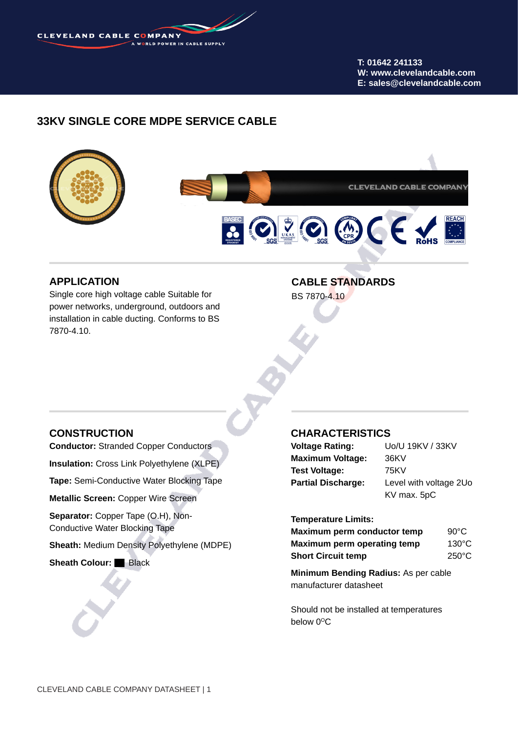CLEVELAND CABLE COMPANY
A WORLD POWER IN CABLE SUPPLY

**T: 01642 241133**
**W: www.clevelandcable.com**
**E: sales@clevelandcable.com**

# 33KV SINGLE CORE MDPE SERVICE CABLE

## APPLICATION

Single core high voltage cable Suitable for power networks, underground, outdoors and installation in cable ducting. Conforms to BS 7870-4.10.

## CABLE STANDARDS

BS 7870-4.10

## CONSTRUCTION

**Conductor:** Stranded Copper Conductors

**Insulation:** Cross Link Polyethylene (XLPE)

**Tape:** Semi-Conductive Water Blocking Tape

**Metallic Screen:** Copper Wire Screen

**Separator:** Copper Tape (O.H), Non-Conductive Water Blocking Tape

**Sheath:** Medium Density Polyethylene (MDPE)

**Sheath Colour:** Black

## CHARACTERISTICS

| | |
|---|---|
| **Voltage Rating:** | Uo/U 19KV / 33KV |
| **Maximum Voltage:** | 36KV |
| **Test Voltage:** | 75KV |
| **Partial Discharge:** | Level with voltage 2Uo KV max. 5pC |

**Temperature Limits:**

| | |
|---|---|
| **Maximum perm conductor temp** | 90°C |
| **Maximum perm operating temp** | 130°C |
| **Short Circuit temp** | 250°C |

**Minimum Bending Radius:** As per cable manufacturer datasheet

Should not be installed at temperatures below 0°C

CLEVELAND CABLE COMPANY DATASHEET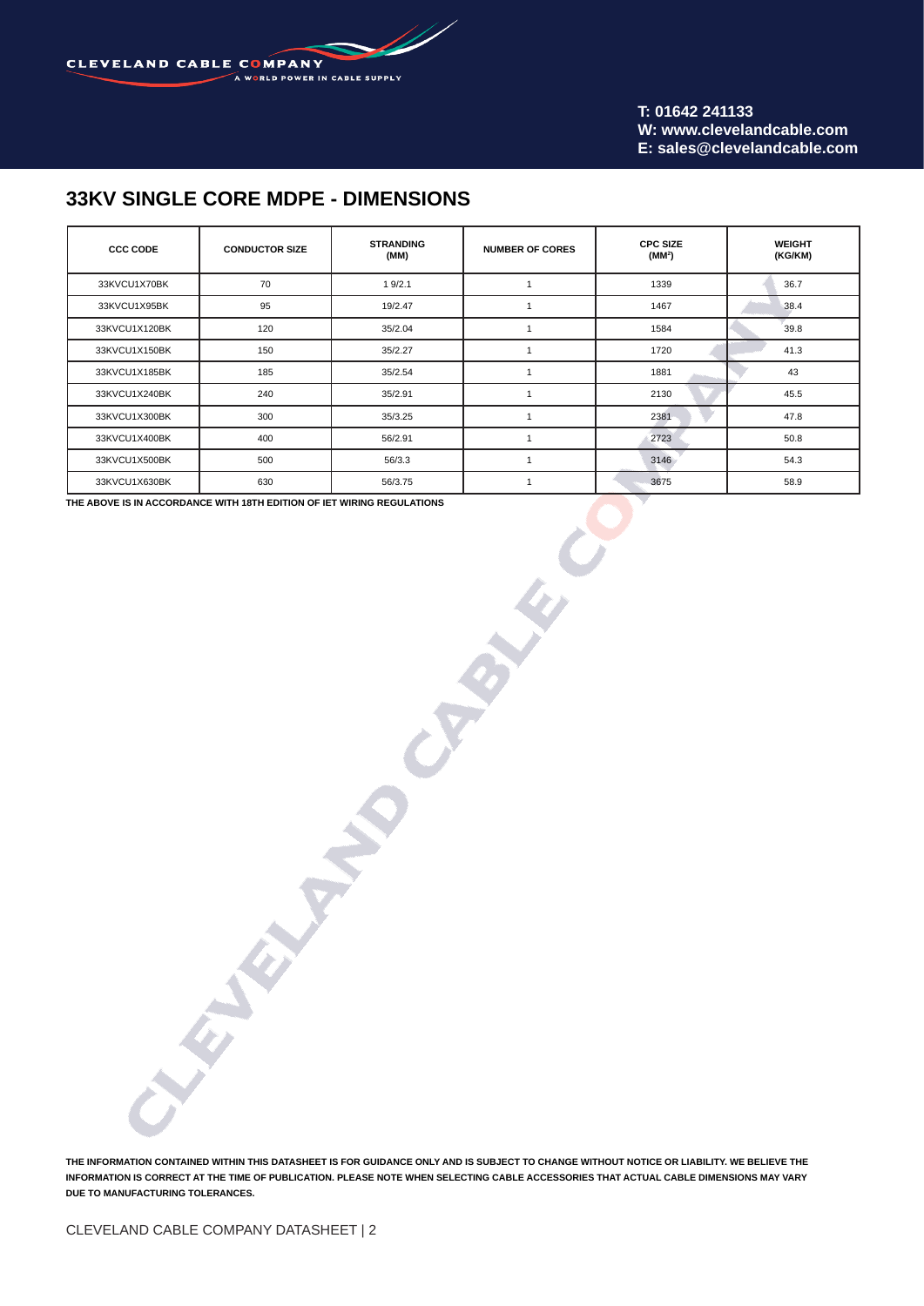# 33KV SINGLE CORE MDPE - DIMENSIONS

| CCC CODE | CONDUCTOR SIZE | STRANDING (MM) | NUMBER OF CORES | CPC SIZE ($MM^2$) | WEIGHT (KG/KM) |
|---|---|---|---|---|---|
| 33KVCU1X70BK | 70 | 1 9/2.1 | 1 | 1339 | 36.7 |
| 33KVCU1X95BK | 95 | 19/2.47 | 1 | 1467 | 38.4 |
| 33KVCU1X120BK | 120 | 35/2.04 | 1 | 1584 | 39.8 |
| 33KVCU1X150BK | 150 | 35/2.27 | 1 | 1720 | 41.3 |
| 33KVCU1X185BK | 185 | 35/2.54 | 1 | 1881 | 43 |
| 33KVCU1X240BK | 240 | 35/2.91 | 1 | 2130 | 45.5 |
| 33KVCU1X300BK | 300 | 35/3.25 | 1 | 2381 | 47.8 |
| 33KVCU1X400BK | 400 | 56/2.91 | 1 | 2723 | 50.8 |
| 33KVCU1X500BK | 500 | 56/3.3 | 1 | 3146 | 54.3 |
| 33KVCU1X630BK | 630 | 56/3.75 | 1 | 3675 | 58.9 |

**THE ABOVE IS IN ACCORDANCE WITH 18TH EDITION OF IET WIRING REGULATIONS**

**THE INFORMATION CONTAINED WITHIN THIS DATASHEET IS FOR GUIDANCE ONLY AND IS SUBJECT TO CHANGE WITHOUT NOTICE OR LIABILITY. WE BELIEVE THE INFORMATION IS CORRECT AT THE TIME OF PUBLICATION. PLEASE NOTE WHEN SELECTING CABLE ACCESSORIES THAT ACTUAL CABLE DIMENSIONS MAY VARY DUE TO MANUFACTURING TOLERANCES.**